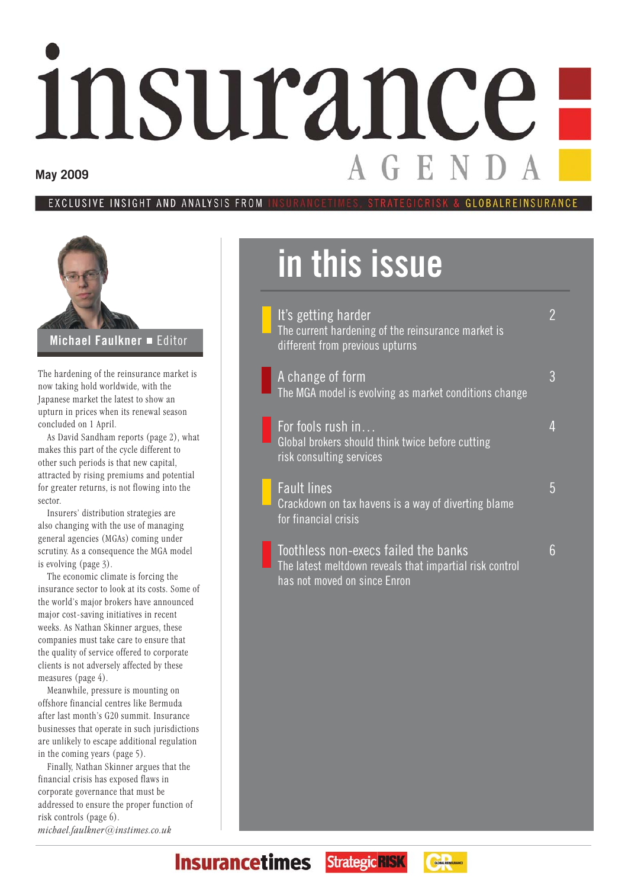# insurance AGENDA

**May 2009**

EXCLUSIVE INSIGHT AND ANALYSIS FROM INSURANCETIMES, STRATEGICRISK & GLOBALREINSURANCE

**Michael Faulkner ■ Editor**

The hardening of the reinsurance market is now taking hold worldwide, with the Japanese market the latest to show an upturn in prices when its renewal season concluded on 1 April.

As David Sandham reports (page 2), what makes this part of the cycle different to other such periods is that new capital, attracted by rising premiums and potential for greater returns, is not flowing into the sector.

Insurers' distribution strategies are also changing with the use of managing general agencies (MGAs) coming under scrutiny. As a consequence the MGA model is evolving (page 3).

The economic climate is forcing the insurance sector to look at its costs. Some of the world's major brokers have announced major cost-saving initiatives in recent weeks. As Nathan Skinner argues, these companies must take care to ensure that the quality of service offered to corporate clients is not adversely affected by these measures (page 4).

Meanwhile, pressure is mounting on offshore financial centres like Bermuda after last month's G20 summit. Insurance businesses that operate in such jurisdictions are unlikely to escape additional regulation in the coming years (page 5).

Finally, Nathan Skinner argues that the financial crisis has exposed flaws in corporate governance that must be addressed to ensure the proper function of risk controls (page 6).

*michael.faulkner@instimes.co.uk*

## in this issue

**It's getting harder** — 2
The current hardening of the reinsurance market is different from previous upturns

**A change of form** — 3
The MGA model is evolving as market conditions change

**For fools rush in…** — 4
Global brokers should think twice before cutting risk consulting services

**Fault lines** — 5
Crackdown on tax havens is a way of diverting blame for financial crisis

**Toothless non-execs failed the banks** — 6
The latest meltdown reveals that impartial risk control has not moved on since Enron

Insurancetimes | StrategicRISK | GR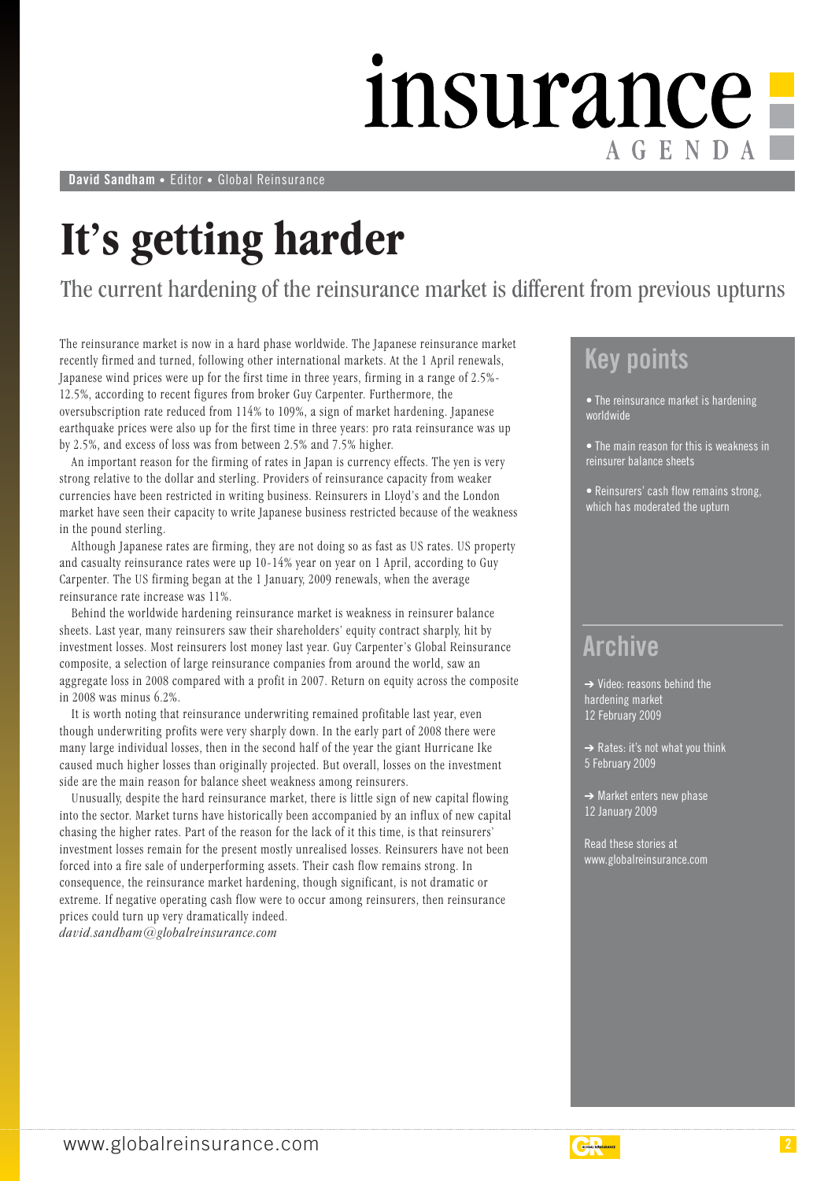David Sandham • Editor • Global Reinsurance

# It's getting harder

## The current hardening of the reinsurance market is different from previous upturns

The reinsurance market is now in a hard phase worldwide. The Japanese reinsurance market recently firmed and turned, following other international markets. At the 1 April renewals, Japanese wind prices were up for the first time in three years, firming in a range of 2.5%-12.5%, according to recent figures from broker Guy Carpenter. Furthermore, the oversubscription rate reduced from 114% to 109%, a sign of market hardening. Japanese earthquake prices were also up for the first time in three years: pro rata reinsurance was up by 2.5%, and excess of loss was from between 2.5% and 7.5% higher.

An important reason for the firming of rates in Japan is currency effects. The yen is very strong relative to the dollar and sterling. Providers of reinsurance capacity from weaker currencies have been restricted in writing business. Reinsurers in Lloyd's and the London market have seen their capacity to write Japanese business restricted because of the weakness in the pound sterling.

Although Japanese rates are firming, they are not doing so as fast as US rates. US property and casualty reinsurance rates were up 10-14% year on year on 1 April, according to Guy Carpenter. The US firming began at the 1 January, 2009 renewals, when the average reinsurance rate increase was 11%.

Behind the worldwide hardening reinsurance market is weakness in reinsurer balance sheets. Last year, many reinsurers saw their shareholders' equity contract sharply, hit by investment losses. Most reinsurers lost money last year. Guy Carpenter's Global Reinsurance composite, a selection of large reinsurance companies from around the world, saw an aggregate loss in 2008 compared with a profit in 2007. Return on equity across the composite in 2008 was minus 6.2%.

It is worth noting that reinsurance underwriting remained profitable last year, even though underwriting profits were very sharply down. In the early part of 2008 there were many large individual losses, then in the second half of the year the giant Hurricane Ike caused much higher losses than originally projected. But overall, losses on the investment side are the main reason for balance sheet weakness among reinsurers.

Unusually, despite the hard reinsurance market, there is little sign of new capital flowing into the sector. Market turns have historically been accompanied by an influx of new capital chasing the higher rates. Part of the reason for the lack of it this time, is that reinsurers' investment losses remain for the present mostly unrealised losses. Reinsurers have not been forced into a fire sale of underperforming assets. Their cash flow remains strong. In consequence, the reinsurance market hardening, though significant, is not dramatic or extreme. If negative operating cash flow were to occur among reinsurers, then reinsurance prices could turn up very dramatically indeed.

*david.sandham@globalreinsurance.com*

### Key points

- The reinsurance market is hardening worldwide
- The main reason for this is weakness in reinsurer balance sheets
- Reinsurers' cash flow remains strong, which has moderated the upturn

### Archive

➔ Video: reasons behind the hardening market
12 February 2009

➔ Rates: it's not what you think
5 February 2009

➔ Market enters new phase
12 January 2009

Read these stories at www.globalreinsurance.com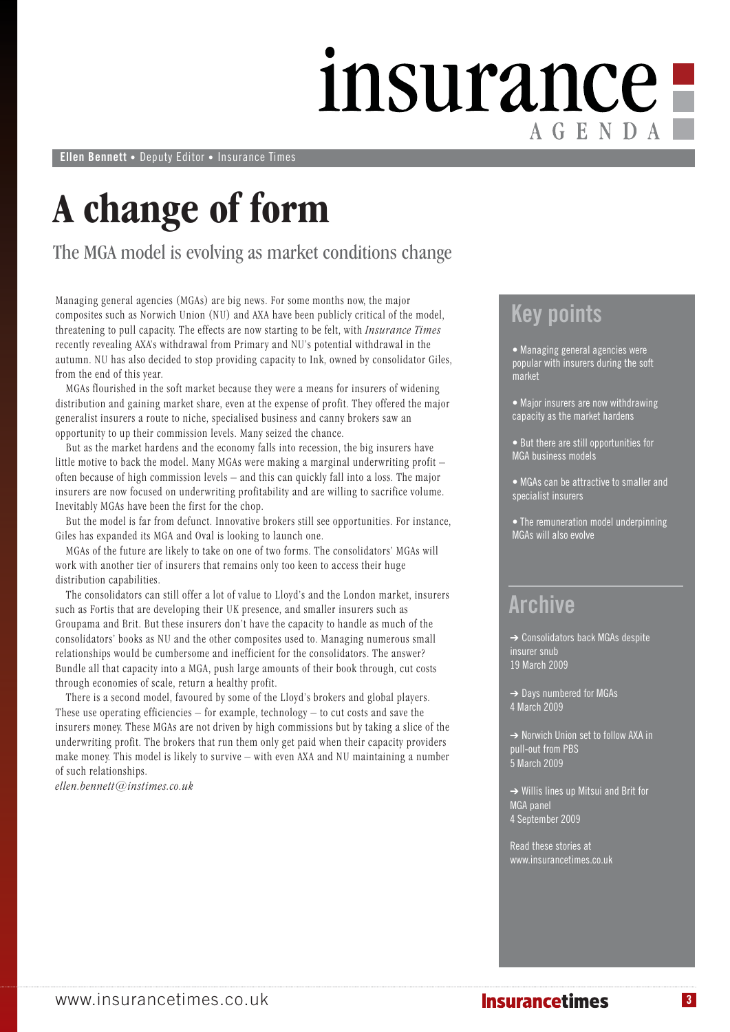**Ellen Bennett** • Deputy Editor • Insurance Times

# A change of form

## The MGA model is evolving as market conditions change

Managing general agencies (MGAs) are big news. For some months now, the major composites such as Norwich Union (NU) and AXA have been publicly critical of the model, threatening to pull capacity. The effects are now starting to be felt, with *Insurance Times* recently revealing AXA's withdrawal from Primary and NU's potential withdrawal in the autumn. NU has also decided to stop providing capacity to Ink, owned by consolidator Giles, from the end of this year.

MGAs flourished in the soft market because they were a means for insurers of widening distribution and gaining market share, even at the expense of profit. They offered the major generalist insurers a route to niche, specialised business and canny brokers saw an opportunity to up their commission levels. Many seized the chance.

But as the market hardens and the economy falls into recession, the big insurers have little motive to back the model. Many MGAs were making a marginal underwriting profit – often because of high commission levels – and this can quickly fall into a loss. The major insurers are now focused on underwriting profitability and are willing to sacrifice volume. Inevitably MGAs have been the first for the chop.

But the model is far from defunct. Innovative brokers still see opportunities. For instance, Giles has expanded its MGA and Oval is looking to launch one.

MGAs of the future are likely to take on one of two forms. The consolidators' MGAs will work with another tier of insurers that remains only too keen to access their huge distribution capabilities.

The consolidators can still offer a lot of value to Lloyd's and the London market, insurers such as Fortis that are developing their UK presence, and smaller insurers such as Groupama and Brit. But these insurers don't have the capacity to handle as much of the consolidators' books as NU and the other composites used to. Managing numerous small relationships would be cumbersome and inefficient for the consolidators. The answer? Bundle all that capacity into a MGA, push large amounts of their book through, cut costs through economies of scale, return a healthy profit.

There is a second model, favoured by some of the Lloyd's brokers and global players. These use operating efficiencies – for example, technology – to cut costs and save the insurers money. These MGAs are not driven by high commissions but by taking a slice of the underwriting profit. The brokers that run them only get paid when their capacity providers make money. This model is likely to survive – with even AXA and NU maintaining a number of such relationships.

*ellen.bennett@instimes.co.uk*

## Key points

- Managing general agencies were popular with insurers during the soft market
- Major insurers are now withdrawing capacity as the market hardens
- But there are still opportunities for MGA business models
- MGAs can be attractive to smaller and specialist insurers
- The remuneration model underpinning MGAs will also evolve

## Archive

➔ Consolidators back MGAs despite insurer snub
19 March 2009

➔ Days numbered for MGAs
4 March 2009

➔ Norwich Union set to follow AXA in pull-out from PBS
5 March 2009

➔ Willis lines up Mitsui and Brit for MGA panel
4 September 2009

Read these stories at www.insurancetimes.co.uk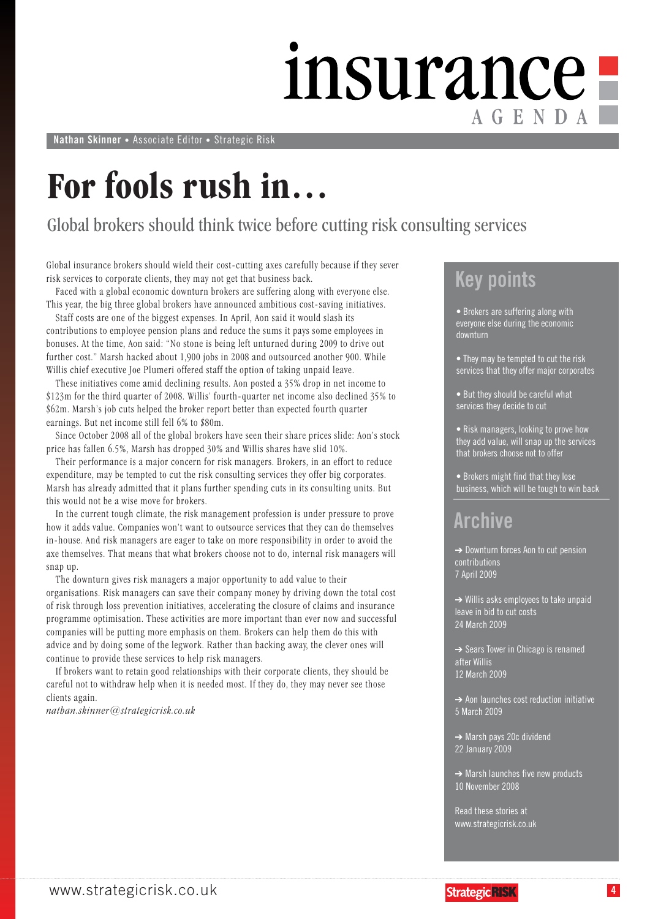# insurance AGENDA

**Nathan Skinner** • Associate Editor • Strategic Risk

# For fools rush in…

## Global brokers should think twice before cutting risk consulting services

Global insurance brokers should wield their cost-cutting axes carefully because if they sever risk services to corporate clients, they may not get that business back.

Faced with a global economic downturn brokers are suffering along with everyone else. This year, the big three global brokers have announced ambitious cost-saving initiatives.

Staff costs are one of the biggest expenses. In April, Aon said it would slash its contributions to employee pension plans and reduce the sums it pays some employees in bonuses. At the time, Aon said: "No stone is being left unturned during 2009 to drive out further cost." Marsh hacked about 1,900 jobs in 2008 and outsourced another 900. While Willis chief executive Joe Plumeri offered staff the option of taking unpaid leave.

These initiatives come amid declining results. Aon posted a 35% drop in net income to $123m for the third quarter of 2008. Willis' fourth-quarter net income also declined 35% to $62m. Marsh's job cuts helped the broker report better than expected fourth quarter earnings. But net income still fell 6% to $80m.

Since October 2008 all of the global brokers have seen their share prices slide: Aon's stock price has fallen 6.5%, Marsh has dropped 30% and Willis shares have slid 10%.

Their performance is a major concern for risk managers. Brokers, in an effort to reduce expenditure, may be tempted to cut the risk consulting services they offer big corporates. Marsh has already admitted that it plans further spending cuts in its consulting units. But this would not be a wise move for brokers.

In the current tough climate, the risk management profession is under pressure to prove how it adds value. Companies won't want to outsource services that they can do themselves in-house. And risk managers are eager to take on more responsibility in order to avoid the axe themselves. That means that what brokers choose not to do, internal risk managers will snap up.

The downturn gives risk managers a major opportunity to add value to their organisations. Risk managers can save their company money by driving down the total cost of risk through loss prevention initiatives, accelerating the closure of claims and insurance programme optimisation. These activities are more important than ever now and successful companies will be putting more emphasis on them. Brokers can help them do this with advice and by doing some of the legwork. Rather than backing away, the clever ones will continue to provide these services to help risk managers.

If brokers want to retain good relationships with their corporate clients, they should be careful not to withdraw help when it is needed most. If they do, they may never see those clients again.

*nathan.skinner@strategicrisk.co.uk*

## Key points

- Brokers are suffering along with everyone else during the economic downturn
- They may be tempted to cut the risk services that they offer major corporates
- But they should be careful what services they decide to cut
- Risk managers, looking to prove how they add value, will snap up the services that brokers choose not to offer
- Brokers might find that they lose business, which will be tough to win back

## Archive

➔ Downturn forces Aon to cut pension contributions
7 April 2009

➔ Willis asks employees to take unpaid leave in bid to cut costs
24 March 2009

➔ Sears Tower in Chicago is renamed after Willis
12 March 2009

➔ Aon launches cost reduction initiative
5 March 2009

➔ Marsh pays 20c dividend
22 January 2009

➔ Marsh launches five new products
10 November 2008

Read these stories at www.strategicrisk.co.uk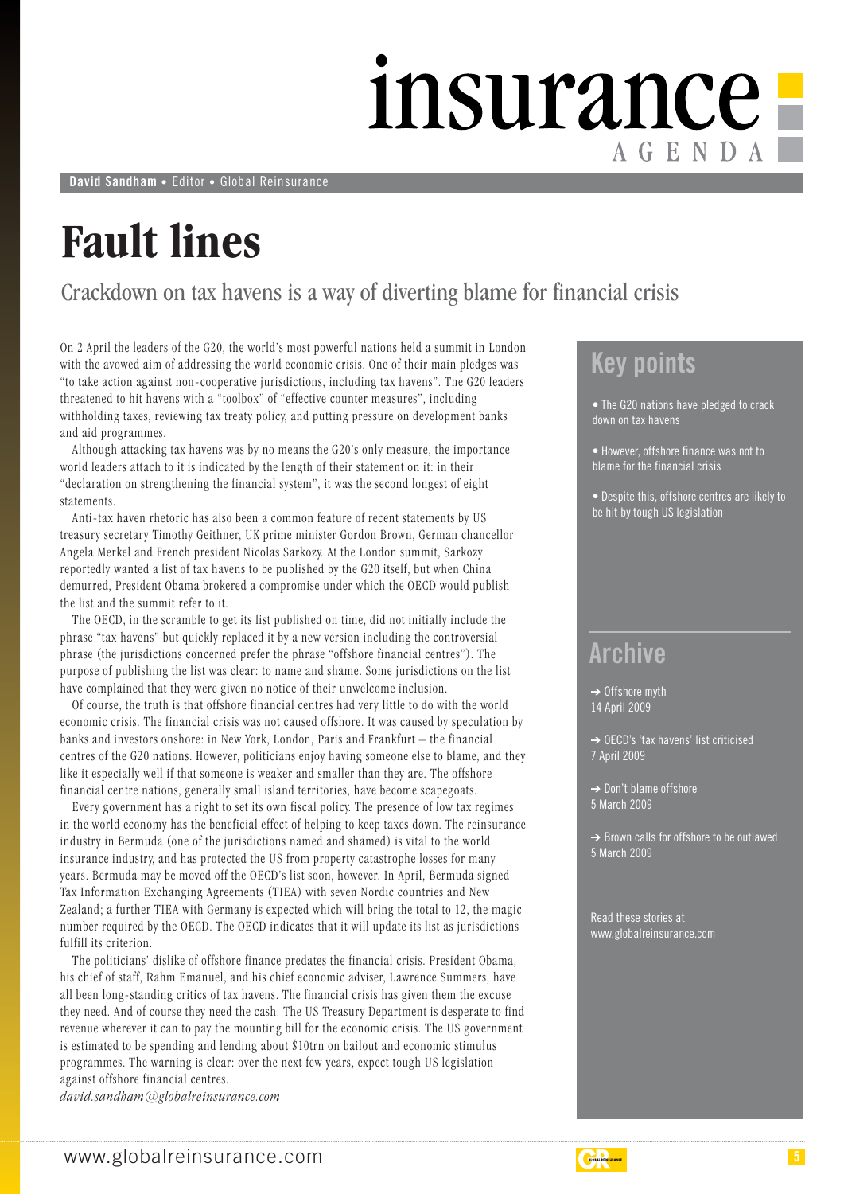# insurance AGENDA

**David Sandham** • Editor • Global Reinsurance

# Fault lines

## Crackdown on tax havens is a way of diverting blame for financial crisis

On 2 April the leaders of the G20, the world's most powerful nations held a summit in London with the avowed aim of addressing the world economic crisis. One of their main pledges was "to take action against non-cooperative jurisdictions, including tax havens". The G20 leaders threatened to hit havens with a "toolbox" of "effective counter measures", including withholding taxes, reviewing tax treaty policy, and putting pressure on development banks and aid programmes.

Although attacking tax havens was by no means the G20's only measure, the importance world leaders attach to it is indicated by the length of their statement on it: in their "declaration on strengthening the financial system", it was the second longest of eight statements.

Anti-tax haven rhetoric has also been a common feature of recent statements by US treasury secretary Timothy Geithner, UK prime minister Gordon Brown, German chancellor Angela Merkel and French president Nicolas Sarkozy. At the London summit, Sarkozy reportedly wanted a list of tax havens to be published by the G20 itself, but when China demurred, President Obama brokered a compromise under which the OECD would publish the list and the summit refer to it.

The OECD, in the scramble to get its list published on time, did not initially include the phrase "tax havens" but quickly replaced it by a new version including the controversial phrase (the jurisdictions concerned prefer the phrase "offshore financial centres"). The purpose of publishing the list was clear: to name and shame. Some jurisdictions on the list have complained that they were given no notice of their unwelcome inclusion.

Of course, the truth is that offshore financial centres had very little to do with the world economic crisis. The financial crisis was not caused offshore. It was caused by speculation by banks and investors onshore: in New York, London, Paris and Frankfurt – the financial centres of the G20 nations. However, politicians enjoy having someone else to blame, and they like it especially well if that someone is weaker and smaller than they are. The offshore financial centre nations, generally small island territories, have become scapegoats.

Every government has a right to set its own fiscal policy. The presence of low tax regimes in the world economy has the beneficial effect of helping to keep taxes down. The reinsurance industry in Bermuda (one of the jurisdictions named and shamed) is vital to the world insurance industry, and has protected the US from property catastrophe losses for many years. Bermuda may be moved off the OECD's list soon, however. In April, Bermuda signed Tax Information Exchanging Agreements (TIEA) with seven Nordic countries and New Zealand; a further TIEA with Germany is expected which will bring the total to 12, the magic number required by the OECD. The OECD indicates that it will update its list as jurisdictions fulfill its criterion.

The politicians' dislike of offshore finance predates the financial crisis. President Obama, his chief of staff, Rahm Emanuel, and his chief economic adviser, Lawrence Summers, have all been long-standing critics of tax havens. The financial crisis has given them the excuse they need. And of course they need the cash. The US Treasury Department is desperate to find revenue wherever it can to pay the mounting bill for the economic crisis. The US government is estimated to be spending and lending about $10trn on bailout and economic stimulus programmes. The warning is clear: over the next few years, expect tough US legislation against offshore financial centres.

*david.sandham@globalreinsurance.com*

### Key points

- The G20 nations have pledged to crack down on tax havens
- However, offshore finance was not to blame for the financial crisis
- Despite this, offshore centres are likely to be hit by tough US legislation

### Archive

→ Offshore myth
14 April 2009

→ OECD's 'tax havens' list criticised
7 April 2009

→ Don't blame offshore
5 March 2009

→ Brown calls for offshore to be outlawed
5 March 2009

Read these stories at www.globalreinsurance.com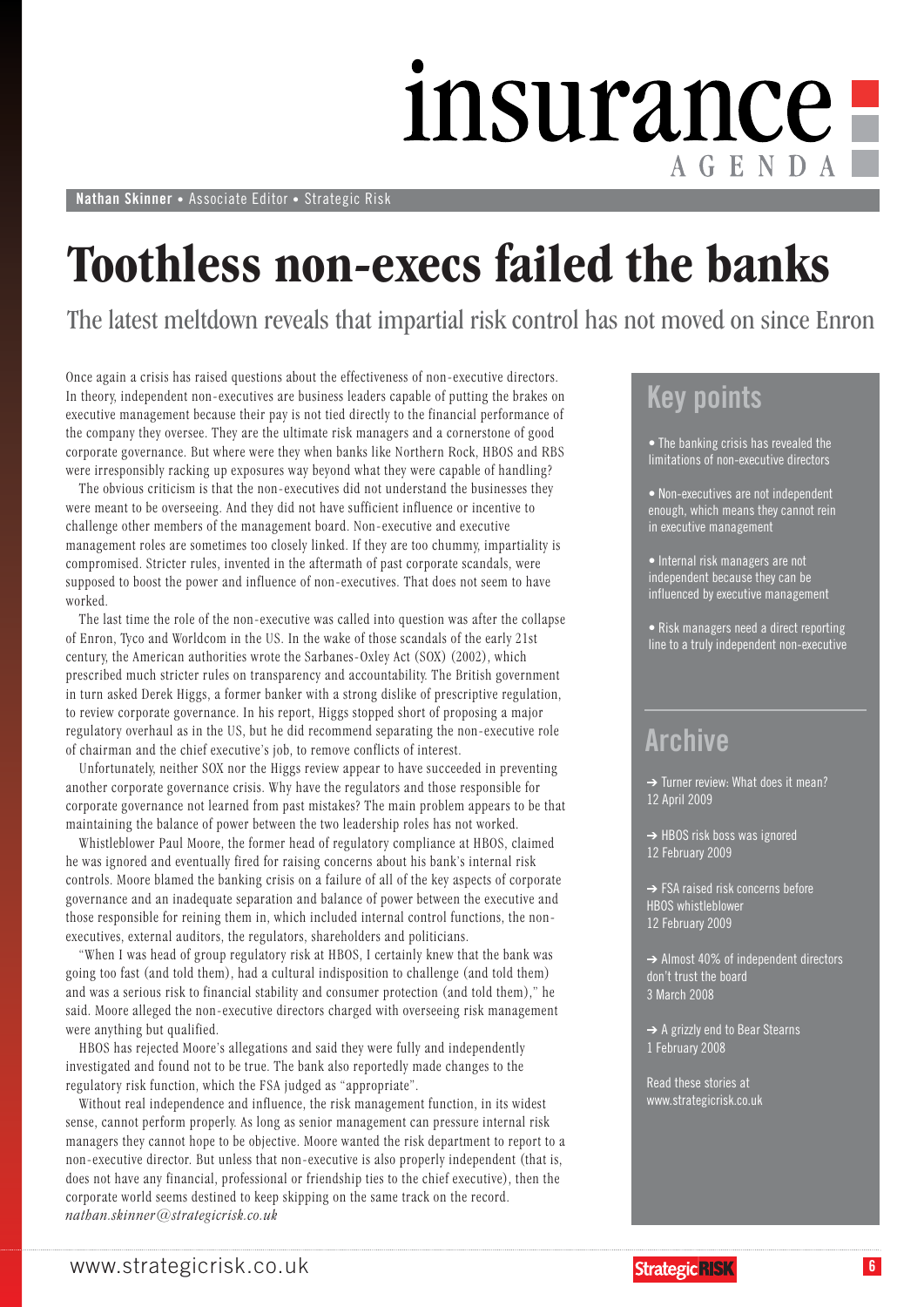# insurance AGENDA

**Nathan Skinner** • Associate Editor • Strategic Risk

# Toothless non-execs failed the banks

## The latest meltdown reveals that impartial risk control has not moved on since Enron

Once again a crisis has raised questions about the effectiveness of non-executive directors. In theory, independent non-executives are business leaders capable of putting the brakes on executive management because their pay is not tied directly to the financial performance of the company they oversee. They are the ultimate risk managers and a cornerstone of good corporate governance. But where were they when banks like Northern Rock, HBOS and RBS were irresponsibly racking up exposures way beyond what they were capable of handling?

The obvious criticism is that the non-executives did not understand the businesses they were meant to be overseeing. And they did not have sufficient influence or incentive to challenge other members of the management board. Non-executive and executive management roles are sometimes too closely linked. If they are too chummy, impartiality is compromised. Stricter rules, invented in the aftermath of past corporate scandals, were supposed to boost the power and influence of non-executives. That does not seem to have worked.

The last time the role of the non-executive was called into question was after the collapse of Enron, Tyco and Worldcom in the US. In the wake of those scandals of the early 21st century, the American authorities wrote the Sarbanes-Oxley Act (SOX) (2002), which prescribed much stricter rules on transparency and accountability. The British government in turn asked Derek Higgs, a former banker with a strong dislike of prescriptive regulation, to review corporate governance. In his report, Higgs stopped short of proposing a major regulatory overhaul as in the US, but he did recommend separating the non-executive role of chairman and the chief executive's job, to remove conflicts of interest.

Unfortunately, neither SOX nor the Higgs review appear to have succeeded in preventing another corporate governance crisis. Why have the regulators and those responsible for corporate governance not learned from past mistakes? The main problem appears to be that maintaining the balance of power between the two leadership roles has not worked.

Whistleblower Paul Moore, the former head of regulatory compliance at HBOS, claimed he was ignored and eventually fired for raising concerns about his bank's internal risk controls. Moore blamed the banking crisis on a failure of all of the key aspects of corporate governance and an inadequate separation and balance of power between the executive and those responsible for reining them in, which included internal control functions, the non-executives, external auditors, the regulators, shareholders and politicians.

"When I was head of group regulatory risk at HBOS, I certainly knew that the bank was going too fast (and told them), had a cultural indisposition to challenge (and told them) and was a serious risk to financial stability and consumer protection (and told them)," he said. Moore alleged the non-executive directors charged with overseeing risk management were anything but qualified.

HBOS has rejected Moore's allegations and said they were fully and independently investigated and found not to be true. The bank also reportedly made changes to the regulatory risk function, which the FSA judged as "appropriate".

Without real independence and influence, the risk management function, in its widest sense, cannot perform properly. As long as senior management can pressure internal risk managers they cannot hope to be objective. Moore wanted the risk department to report to a non-executive director. But unless that non-executive is also properly independent (that is, does not have any financial, professional or friendship ties to the chief executive), then the corporate world seems destined to keep skipping on the same track on the record.
*nathan.skinner@strategicrisk.co.uk*

## Key points

- The banking crisis has revealed the limitations of non-executive directors
- Non-executives are not independent enough, which means they cannot rein in executive management
- Internal risk managers are not independent because they can be influenced by executive management
- Risk managers need a direct reporting line to a truly independent non-executive

## Archive

→ Turner review: What does it mean?
12 April 2009

→ HBOS risk boss was ignored
12 February 2009

→ FSA raised risk concerns before HBOS whistleblower
12 February 2009

→ Almost 40% of independent directors don't trust the board
3 March 2008

→ A grizzly end to Bear Stearns
1 February 2008

Read these stories at www.strategicrisk.co.uk